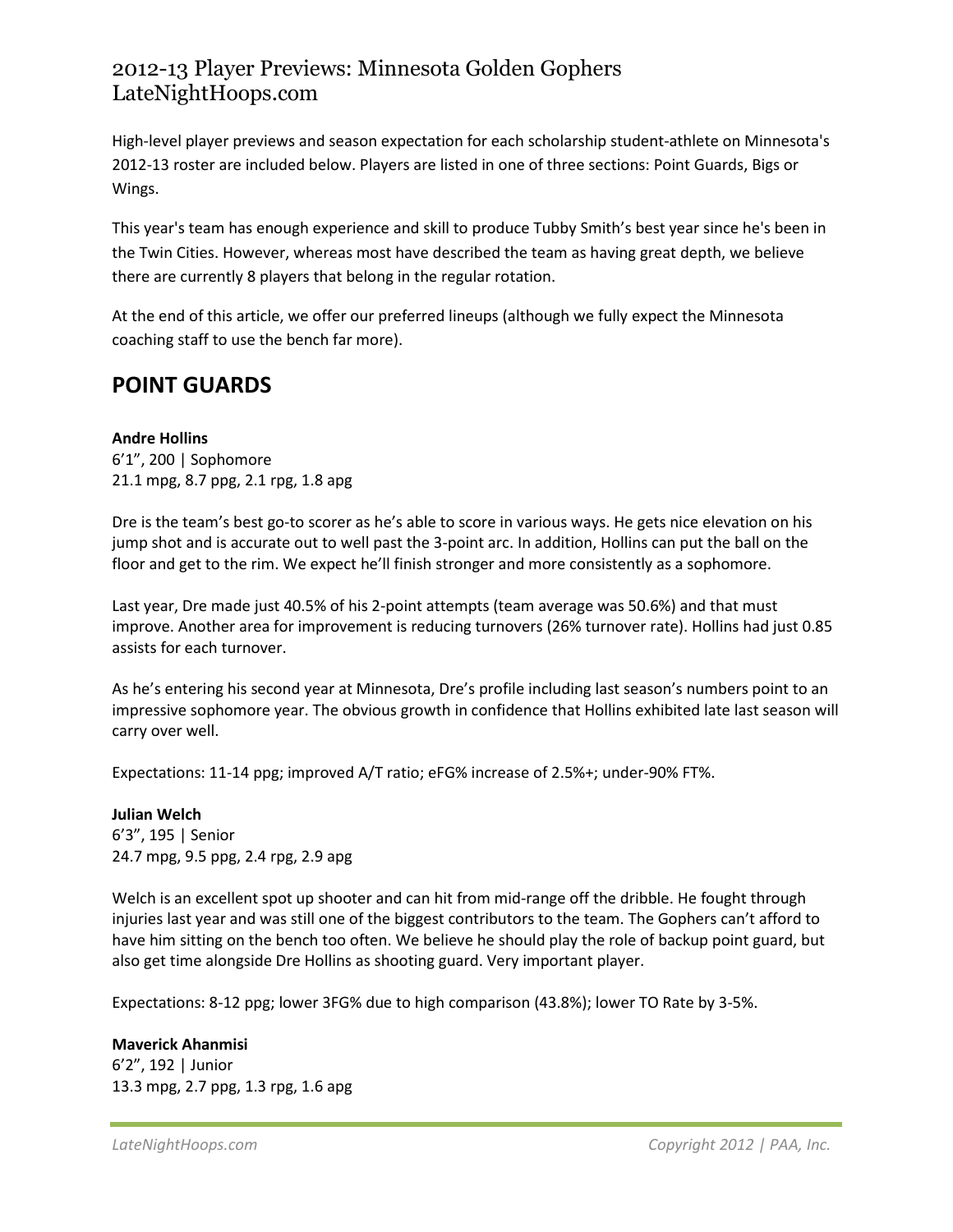# 2012-13 Player Previews: Minnesota Golden Gophers LateNightHoops.com

High-level player previews and season expectation for each scholarship student-athlete on Minnesota's 2012-13 roster are included below. Players are listed in one of three sections: Point Guards, Bigs or Wings.

This year's team has enough experience and skill to produce Tubby Smith's best year since he's been in the Twin Cities. However, whereas most have described the team as having great depth, we believe there are currently 8 players that belong in the regular rotation.

At the end of this article, we offer our preferred lineups (although we fully expect the Minnesota coaching staff to use the bench far more).

## POINT GUARDS

**Andre Hollins**
6'1", 200 | Sophomore
21.1 mpg, 8.7 ppg, 2.1 rpg, 1.8 apg

Dre is the team's best go-to scorer as he's able to score in various ways. He gets nice elevation on his jump shot and is accurate out to well past the 3-point arc. In addition, Hollins can put the ball on the floor and get to the rim. We expect he'll finish stronger and more consistently as a sophomore.

Last year, Dre made just 40.5% of his 2-point attempts (team average was 50.6%) and that must improve. Another area for improvement is reducing turnovers (26% turnover rate). Hollins had just 0.85 assists for each turnover.

As he's entering his second year at Minnesota, Dre's profile including last season's numbers point to an impressive sophomore year. The obvious growth in confidence that Hollins exhibited late last season will carry over well.

Expectations: 11-14 ppg; improved A/T ratio; eFG% increase of 2.5%+; under-90% FT%.

**Julian Welch**
6'3", 195 | Senior
24.7 mpg, 9.5 ppg, 2.4 rpg, 2.9 apg

Welch is an excellent spot up shooter and can hit from mid-range off the dribble. He fought through injuries last year and was still one of the biggest contributors to the team. The Gophers can't afford to have him sitting on the bench too often. We believe he should play the role of backup point guard, but also get time alongside Dre Hollins as shooting guard. Very important player.

Expectations: 8-12 ppg; lower 3FG% due to high comparison (43.8%); lower TO Rate by 3-5%.

**Maverick Ahanmisi**
6'2", 192 | Junior
13.3 mpg, 2.7 ppg, 1.3 rpg, 1.6 apg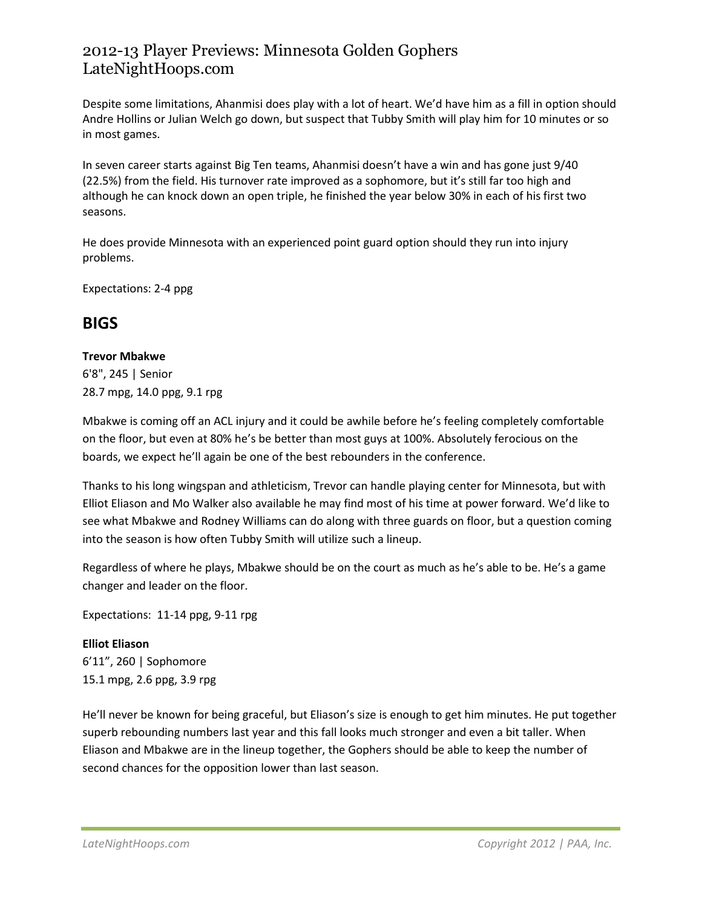Despite some limitations, Ahanmisi does play with a lot of heart. We'd have him as a fill in option should Andre Hollins or Julian Welch go down, but suspect that Tubby Smith will play him for 10 minutes or so in most games.

In seven career starts against Big Ten teams, Ahanmisi doesn't have a win and has gone just 9/40 (22.5%) from the field. His turnover rate improved as a sophomore, but it's still far too high and although he can knock down an open triple, he finished the year below 30% in each of his first two seasons.

He does provide Minnesota with an experienced point guard option should they run into injury problems.

Expectations: 2-4 ppg

## BIGS

**Trevor Mbakwe**
6'8", 245 | Senior
28.7 mpg, 14.0 ppg, 9.1 rpg

Mbakwe is coming off an ACL injury and it could be awhile before he's feeling completely comfortable on the floor, but even at 80% he's be better than most guys at 100%. Absolutely ferocious on the boards, we expect he'll again be one of the best rebounders in the conference.

Thanks to his long wingspan and athleticism, Trevor can handle playing center for Minnesota, but with Elliot Eliason and Mo Walker also available he may find most of his time at power forward. We'd like to see what Mbakwe and Rodney Williams can do along with three guards on floor, but a question coming into the season is how often Tubby Smith will utilize such a lineup.

Regardless of where he plays, Mbakwe should be on the court as much as he's able to be. He's a game changer and leader on the floor.

Expectations: 11-14 ppg, 9-11 rpg

**Elliot Eliason**
6'11", 260 | Sophomore
15.1 mpg, 2.6 ppg, 3.9 rpg

He'll never be known for being graceful, but Eliason's size is enough to get him minutes. He put together superb rebounding numbers last year and this fall looks much stronger and even a bit taller. When Eliason and Mbakwe are in the lineup together, the Gophers should be able to keep the number of second chances for the opposition lower than last season.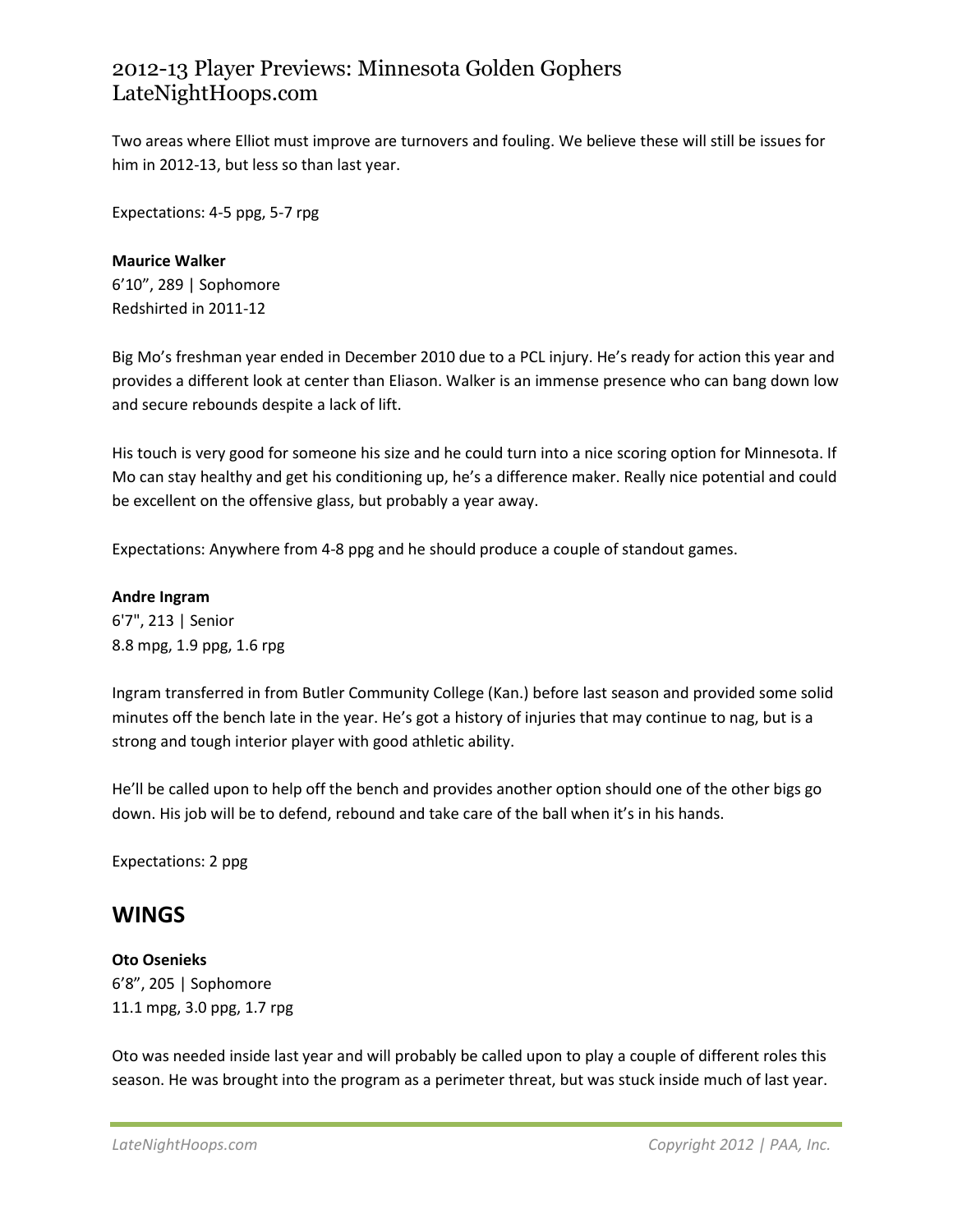Two areas where Elliot must improve are turnovers and fouling. We believe these will still be issues for him in 2012-13, but less so than last year.

Expectations: 4-5 ppg, 5-7 rpg

**Maurice Walker**
6'10", 289 | Sophomore
Redshirted in 2011-12

Big Mo's freshman year ended in December 2010 due to a PCL injury. He's ready for action this year and provides a different look at center than Eliason. Walker is an immense presence who can bang down low and secure rebounds despite a lack of lift.

His touch is very good for someone his size and he could turn into a nice scoring option for Minnesota. If Mo can stay healthy and get his conditioning up, he's a difference maker. Really nice potential and could be excellent on the offensive glass, but probably a year away.

Expectations: Anywhere from 4-8 ppg and he should produce a couple of standout games.

**Andre Ingram**
6'7", 213 | Senior
8.8 mpg, 1.9 ppg, 1.6 rpg

Ingram transferred in from Butler Community College (Kan.) before last season and provided some solid minutes off the bench late in the year. He's got a history of injuries that may continue to nag, but is a strong and tough interior player with good athletic ability.

He'll be called upon to help off the bench and provides another option should one of the other bigs go down. His job will be to defend, rebound and take care of the ball when it's in his hands.

Expectations: 2 ppg

## WINGS

**Oto Osenieks**
6'8", 205 | Sophomore
11.1 mpg, 3.0 ppg, 1.7 rpg

Oto was needed inside last year and will probably be called upon to play a couple of different roles this season. He was brought into the program as a perimeter threat, but was stuck inside much of last year.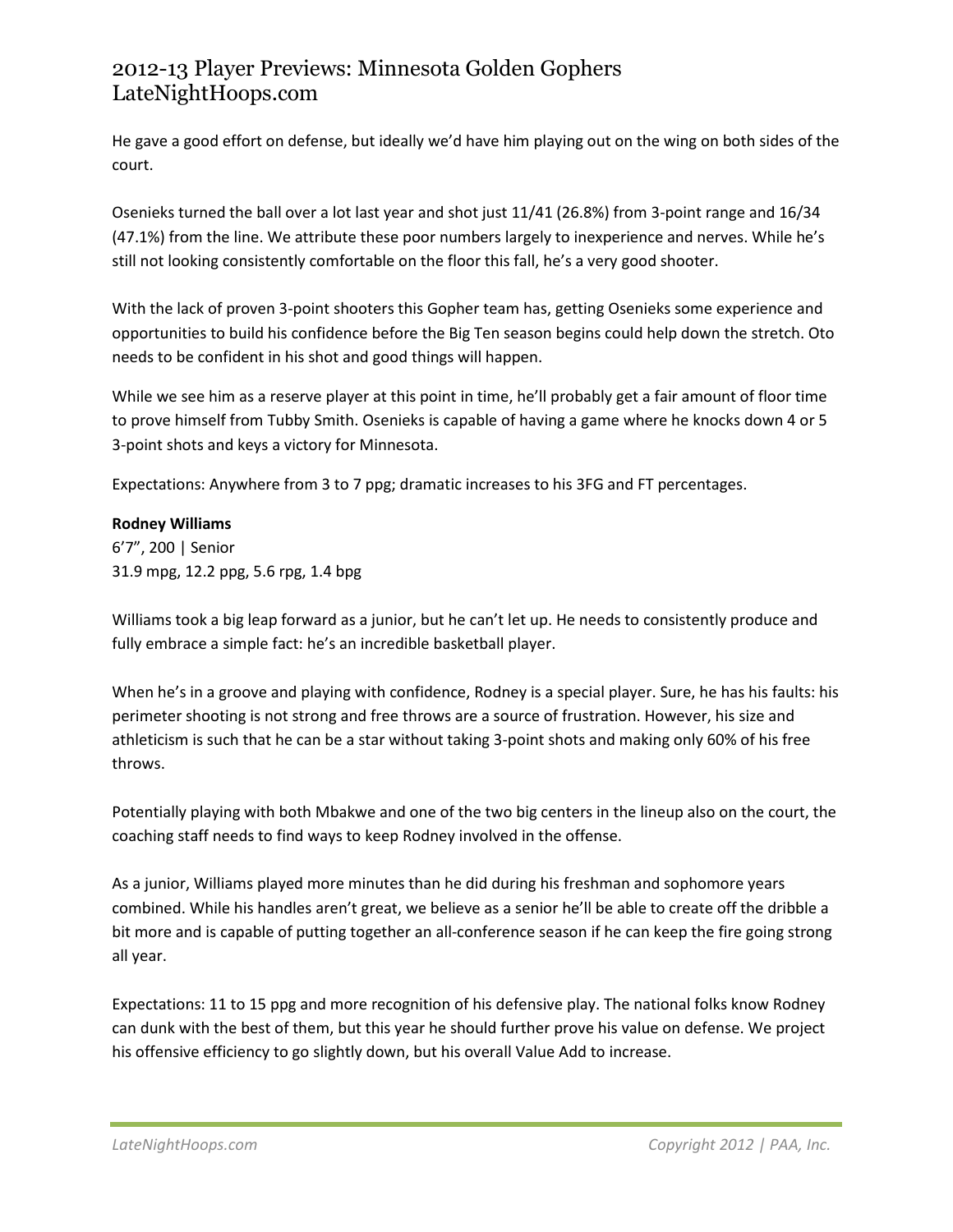He gave a good effort on defense, but ideally we'd have him playing out on the wing on both sides of the court.

Osenieks turned the ball over a lot last year and shot just 11/41 (26.8%) from 3-point range and 16/34 (47.1%) from the line. We attribute these poor numbers largely to inexperience and nerves. While he's still not looking consistently comfortable on the floor this fall, he's a very good shooter.

With the lack of proven 3-point shooters this Gopher team has, getting Osenieks some experience and opportunities to build his confidence before the Big Ten season begins could help down the stretch. Oto needs to be confident in his shot and good things will happen.

While we see him as a reserve player at this point in time, he'll probably get a fair amount of floor time to prove himself from Tubby Smith. Osenieks is capable of having a game where he knocks down 4 or 5 3-point shots and keys a victory for Minnesota.

Expectations: Anywhere from 3 to 7 ppg; dramatic increases to his 3FG and FT percentages.

**Rodney Williams**
6'7", 200 | Senior
31.9 mpg, 12.2 ppg, 5.6 rpg, 1.4 bpg

Williams took a big leap forward as a junior, but he can't let up. He needs to consistently produce and fully embrace a simple fact: he's an incredible basketball player.

When he's in a groove and playing with confidence, Rodney is a special player. Sure, he has his faults: his perimeter shooting is not strong and free throws are a source of frustration. However, his size and athleticism is such that he can be a star without taking 3-point shots and making only 60% of his free throws.

Potentially playing with both Mbakwe and one of the two big centers in the lineup also on the court, the coaching staff needs to find ways to keep Rodney involved in the offense.

As a junior, Williams played more minutes than he did during his freshman and sophomore years combined. While his handles aren't great, we believe as a senior he'll be able to create off the dribble a bit more and is capable of putting together an all-conference season if he can keep the fire going strong all year.

Expectations: 11 to 15 ppg and more recognition of his defensive play. The national folks know Rodney can dunk with the best of them, but this year he should further prove his value on defense. We project his offensive efficiency to go slightly down, but his overall Value Add to increase.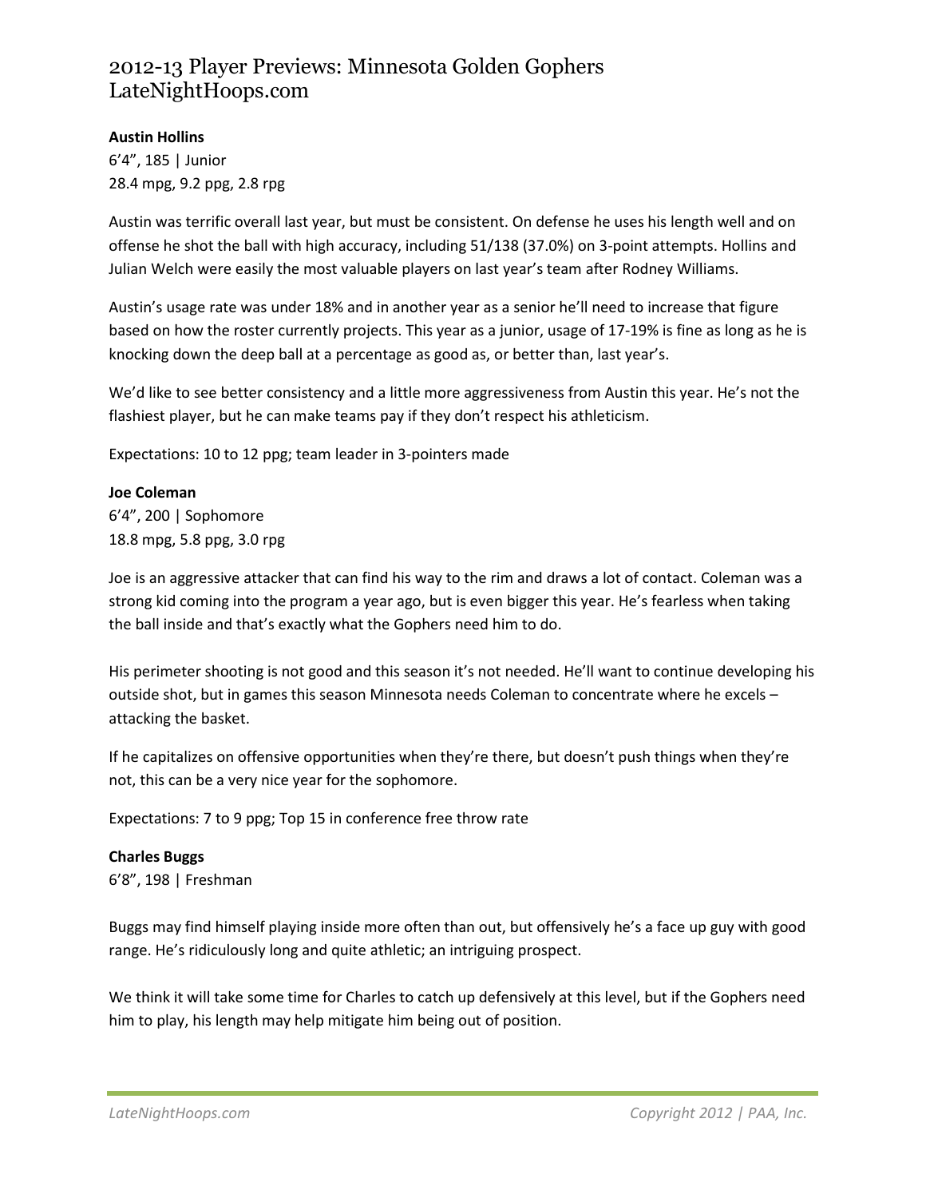**Austin Hollins**
6'4", 185 | Junior
28.4 mpg, 9.2 ppg, 2.8 rpg

Austin was terrific overall last year, but must be consistent. On defense he uses his length well and on offense he shot the ball with high accuracy, including 51/138 (37.0%) on 3-point attempts. Hollins and Julian Welch were easily the most valuable players on last year's team after Rodney Williams.

Austin's usage rate was under 18% and in another year as a senior he'll need to increase that figure based on how the roster currently projects. This year as a junior, usage of 17-19% is fine as long as he is knocking down the deep ball at a percentage as good as, or better than, last year's.

We'd like to see better consistency and a little more aggressiveness from Austin this year. He's not the flashiest player, but he can make teams pay if they don't respect his athleticism.

Expectations: 10 to 12 ppg; team leader in 3-pointers made

**Joe Coleman**
6'4", 200 | Sophomore
18.8 mpg, 5.8 ppg, 3.0 rpg

Joe is an aggressive attacker that can find his way to the rim and draws a lot of contact. Coleman was a strong kid coming into the program a year ago, but is even bigger this year. He's fearless when taking the ball inside and that's exactly what the Gophers need him to do.

His perimeter shooting is not good and this season it's not needed. He'll want to continue developing his outside shot, but in games this season Minnesota needs Coleman to concentrate where he excels – attacking the basket.

If he capitalizes on offensive opportunities when they're there, but doesn't push things when they're not, this can be a very nice year for the sophomore.

Expectations: 7 to 9 ppg; Top 15 in conference free throw rate

**Charles Buggs**
6'8", 198 | Freshman

Buggs may find himself playing inside more often than out, but offensively he's a face up guy with good range. He's ridiculously long and quite athletic; an intriguing prospect.

We think it will take some time for Charles to catch up defensively at this level, but if the Gophers need him to play, his length may help mitigate him being out of position.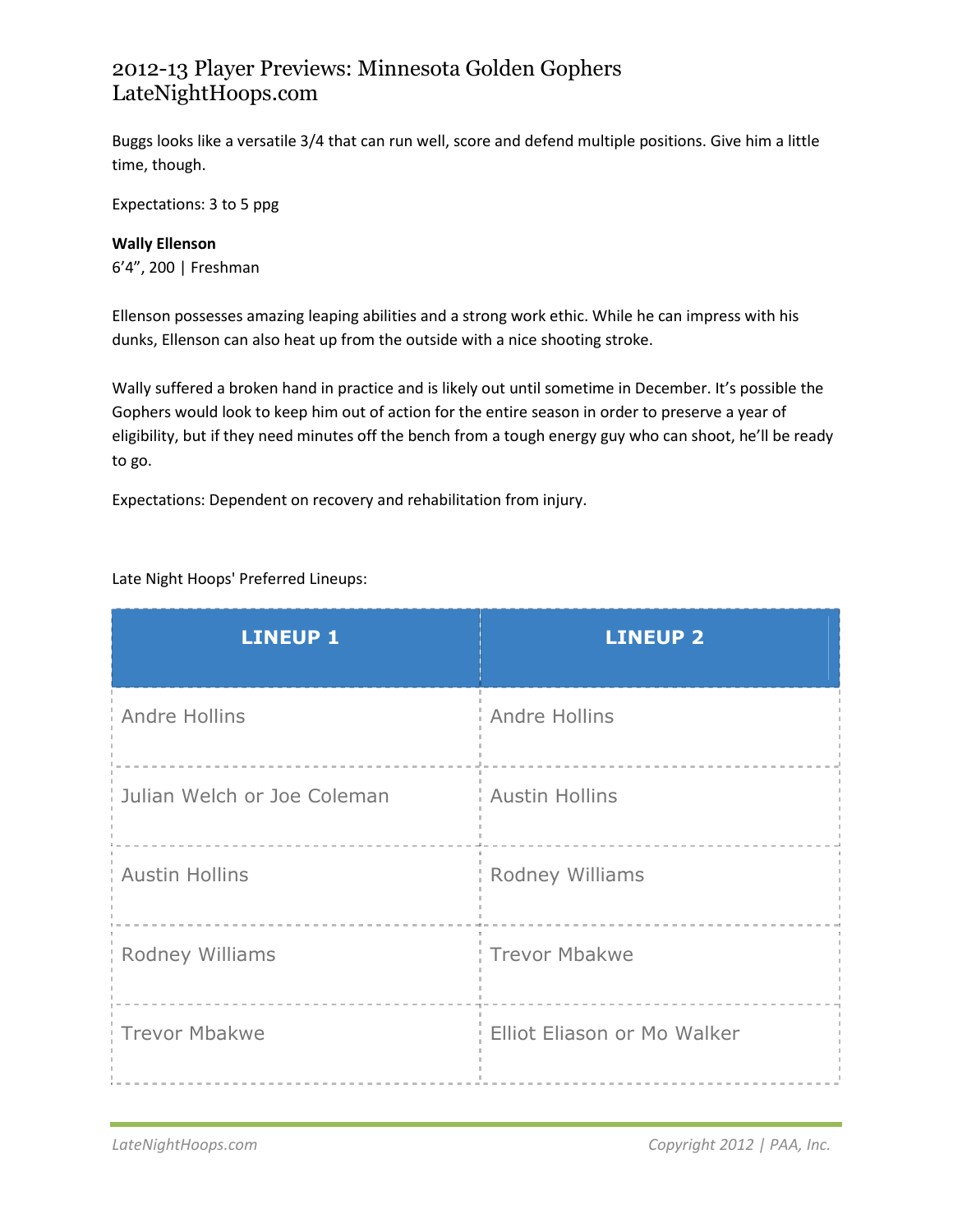Buggs looks like a versatile 3/4 that can run well, score and defend multiple positions. Give him a little time, though.

Expectations: 3 to 5 ppg

**Wally Ellenson**
6'4", 200 | Freshman

Ellenson possesses amazing leaping abilities and a strong work ethic. While he can impress with his dunks, Ellenson can also heat up from the outside with a nice shooting stroke.

Wally suffered a broken hand in practice and is likely out until sometime in December. It's possible the Gophers would look to keep him out of action for the entire season in order to preserve a year of eligibility, but if they need minutes off the bench from a tough energy guy who can shoot, he'll be ready to go.

Expectations: Dependent on recovery and rehabilitation from injury.

Late Night Hoops' Preferred Lineups:

| LINEUP 1 | LINEUP 2 |
|---|---|
| Andre Hollins | Andre Hollins |
| Julian Welch or Joe Coleman | Austin Hollins |
| Austin Hollins | Rodney Williams |
| Rodney Williams | Trevor Mbakwe |
| Trevor Mbakwe | Elliot Eliason or Mo Walker |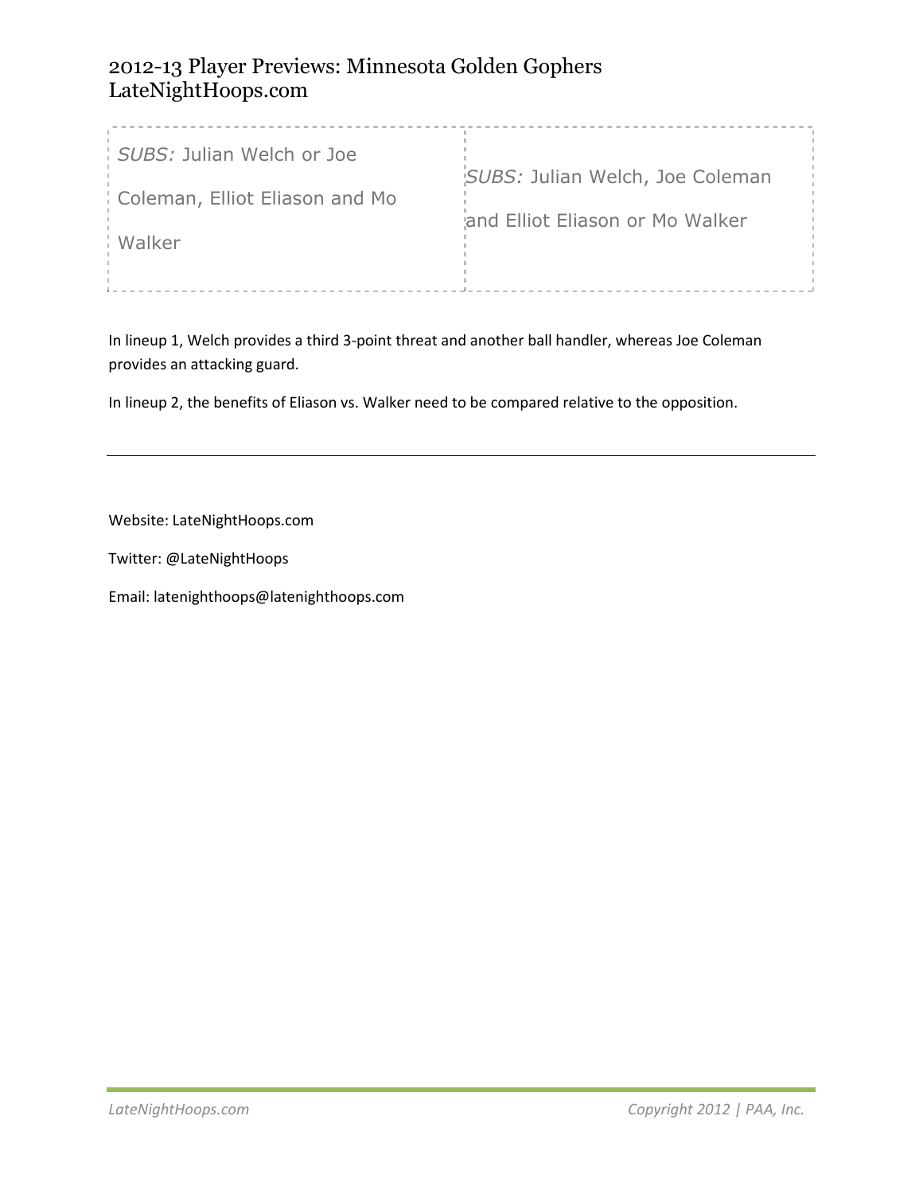| | |
|---|---|
| *SUBS:* Julian Welch or Joe Coleman, Elliot Eliason and Mo Walker | *SUBS:* Julian Welch, Joe Coleman and Elliot Eliason or Mo Walker |

In lineup 1, Welch provides a third 3-point threat and another ball handler, whereas Joe Coleman provides an attacking guard.

In lineup 2, the benefits of Eliason vs. Walker need to be compared relative to the opposition.

---

Website: LateNightHoops.com

Twitter: @LateNightHoops

Email: latenighthoops@latenighthoops.com